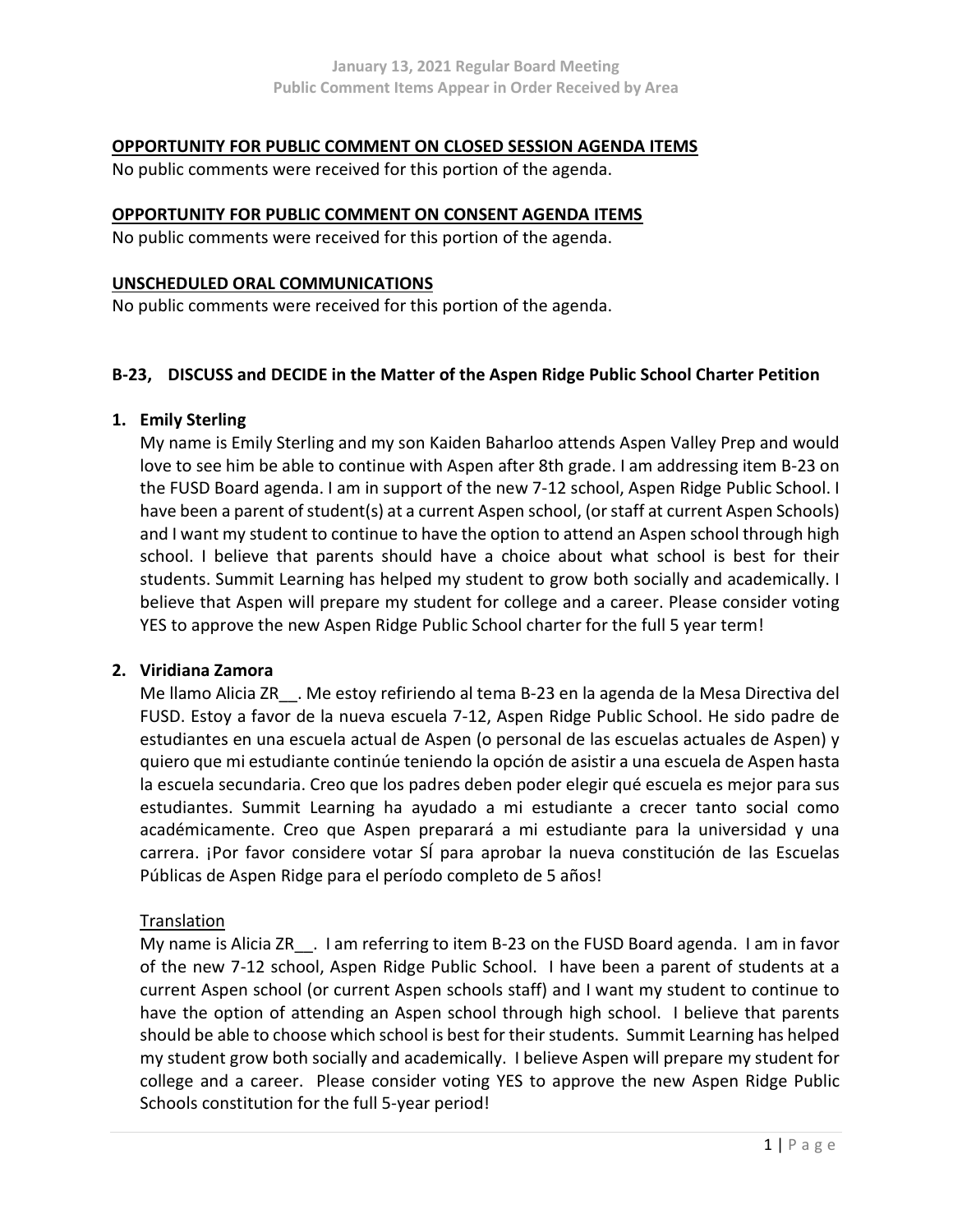## OPPORTUNITY FOR PUBLIC COMMENT ON CLOSED SESSION AGENDA ITEMS

No public comments were received for this portion of the agenda.

## OPPORTUNITY FOR PUBLIC COMMENT ON CONSENT AGENDA ITEMS

No public comments were received for this portion of the agenda.

## UNSCHEDULED ORAL COMMUNICATIONS

No public comments were received for this portion of the agenda.

## B-23, DISCUSS and DECIDE in the Matter of the Aspen Ridge Public School Charter Petition

### 1. Emily Sterling

My name is Emily Sterling and my son Kaiden Baharloo attends Aspen Valley Prep and would love to see him be able to continue with Aspen after 8th grade. I am addressing item B-23 on the FUSD Board agenda. I am in support of the new 7-12 school, Aspen Ridge Public School. I have been a parent of student(s) at a current Aspen school, (or staff at current Aspen Schools) and I want my student to continue to have the option to attend an Aspen school through high school. I believe that parents should have a choice about what school is best for their students. Summit Learning has helped my student to grow both socially and academically. I believe that Aspen will prepare my student for college and a career. Please consider voting YES to approve the new Aspen Ridge Public School charter for the full 5 year term!

### 2. Viridiana Zamora

Me llamo Alicia ZR__. Me estoy refiriendo al tema B-23 en la agenda de la Mesa Directiva del FUSD. Estoy a favor de la nueva escuela 7-12, Aspen Ridge Public School. He sido padre de estudiantes en una escuela actual de Aspen (o personal de las escuelas actuales de Aspen) y quiero que mi estudiante continúe teniendo la opción de asistir a una escuela de Aspen hasta la escuela secundaria. Creo que los padres deben poder elegir qué escuela es mejor para sus estudiantes. Summit Learning ha ayudado a mi estudiante a crecer tanto social como académicamente. Creo que Aspen preparará a mi estudiante para la universidad y una carrera. ¡Por favor considere votar SÍ para aprobar la nueva constitución de las Escuelas Públicas de Aspen Ridge para el período completo de 5 años!

Translation

My name is Alicia ZR__. I am referring to item B-23 on the FUSD Board agenda. I am in favor of the new 7-12 school, Aspen Ridge Public School. I have been a parent of students at a current Aspen school (or current Aspen schools staff) and I want my student to continue to have the option of attending an Aspen school through high school. I believe that parents should be able to choose which school is best for their students. Summit Learning has helped my student grow both socially and academically. I believe Aspen will prepare my student for college and a career. Please consider voting YES to approve the new Aspen Ridge Public Schools constitution for the full 5-year period!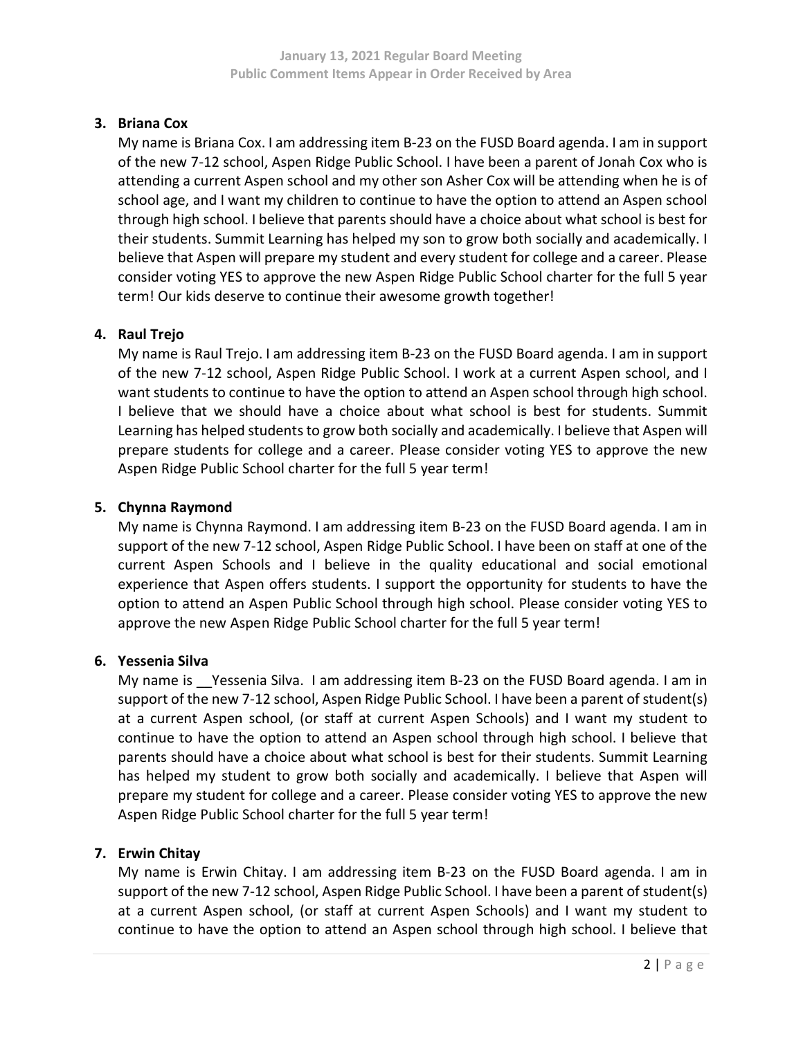3. **Briana Cox**

   My name is Briana Cox. I am addressing item B-23 on the FUSD Board agenda. I am in support of the new 7-12 school, Aspen Ridge Public School. I have been a parent of Jonah Cox who is attending a current Aspen school and my other son Asher Cox will be attending when he is of school age, and I want my children to continue to have the option to attend an Aspen school through high school. I believe that parents should have a choice about what school is best for their students. Summit Learning has helped my son to grow both socially and academically. I believe that Aspen will prepare my student and every student for college and a career. Please consider voting YES to approve the new Aspen Ridge Public School charter for the full 5 year term! Our kids deserve to continue their awesome growth together!

4. **Raul Trejo**

   My name is Raul Trejo. I am addressing item B-23 on the FUSD Board agenda. I am in support of the new 7-12 school, Aspen Ridge Public School. I work at a current Aspen school, and I want students to continue to have the option to attend an Aspen school through high school. I believe that we should have a choice about what school is best for students. Summit Learning has helped students to grow both socially and academically. I believe that Aspen will prepare students for college and a career. Please consider voting YES to approve the new Aspen Ridge Public School charter for the full 5 year term!

5. **Chynna Raymond**

   My name is Chynna Raymond. I am addressing item B-23 on the FUSD Board agenda. I am in support of the new 7-12 school, Aspen Ridge Public School. I have been on staff at one of the current Aspen Schools and I believe in the quality educational and social emotional experience that Aspen offers students. I support the opportunity for students to have the option to attend an Aspen Public School through high school. Please consider voting YES to approve the new Aspen Ridge Public School charter for the full 5 year term!

6. **Yessenia Silva**

   My name is __Yessenia Silva. I am addressing item B-23 on the FUSD Board agenda. I am in support of the new 7-12 school, Aspen Ridge Public School. I have been a parent of student(s) at a current Aspen school, (or staff at current Aspen Schools) and I want my student to continue to have the option to attend an Aspen school through high school. I believe that parents should have a choice about what school is best for their students. Summit Learning has helped my student to grow both socially and academically. I believe that Aspen will prepare my student for college and a career. Please consider voting YES to approve the new Aspen Ridge Public School charter for the full 5 year term!

7. **Erwin Chitay**

   My name is Erwin Chitay. I am addressing item B-23 on the FUSD Board agenda. I am in support of the new 7-12 school, Aspen Ridge Public School. I have been a parent of student(s) at a current Aspen school, (or staff at current Aspen Schools) and I want my student to continue to have the option to attend an Aspen school through high school. I believe that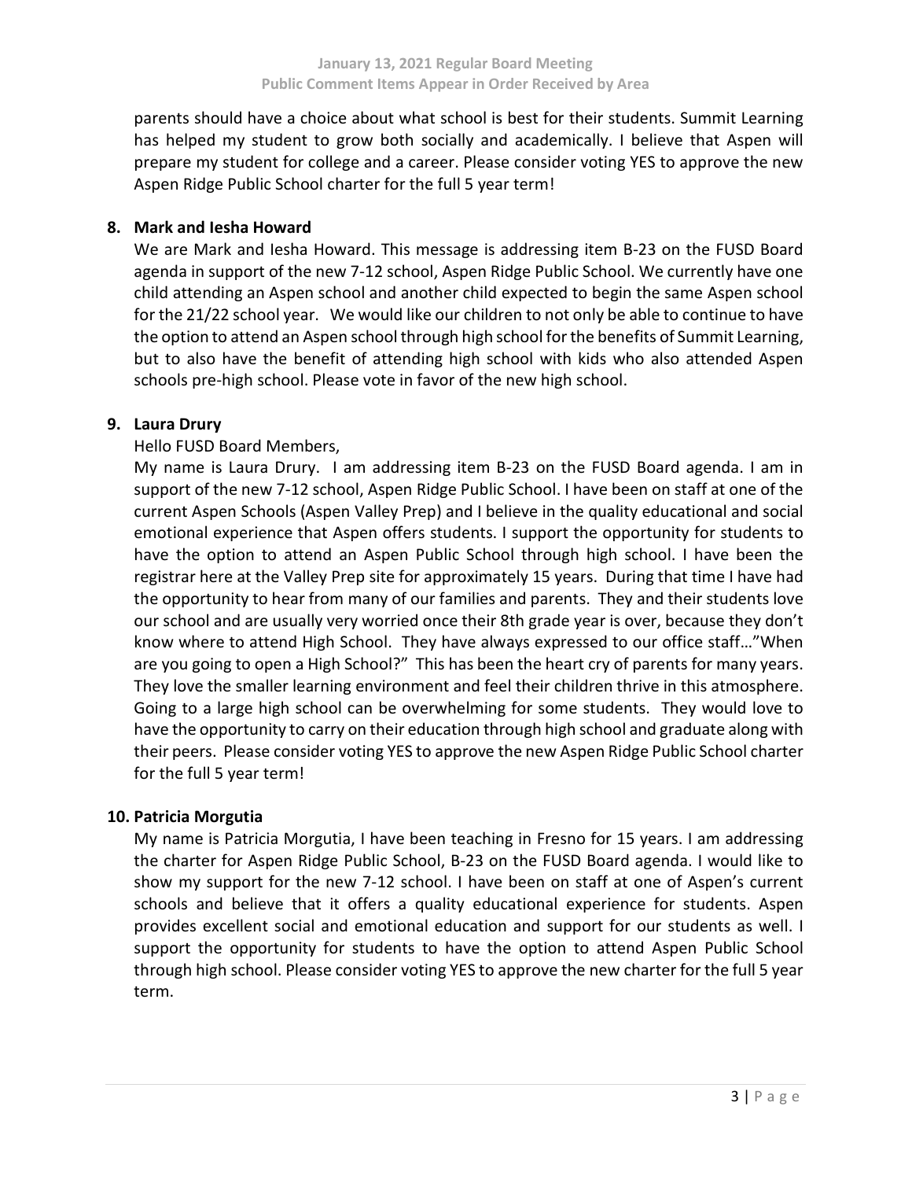parents should have a choice about what school is best for their students. Summit Learning has helped my student to grow both socially and academically. I believe that Aspen will prepare my student for college and a career. Please consider voting YES to approve the new Aspen Ridge Public School charter for the full 5 year term!

**8. Mark and Iesha Howard**

We are Mark and Iesha Howard. This message is addressing item B-23 on the FUSD Board agenda in support of the new 7-12 school, Aspen Ridge Public School. We currently have one child attending an Aspen school and another child expected to begin the same Aspen school for the 21/22 school year. We would like our children to not only be able to continue to have the option to attend an Aspen school through high school for the benefits of Summit Learning, but to also have the benefit of attending high school with kids who also attended Aspen schools pre-high school. Please vote in favor of the new high school.

**9. Laura Drury**

Hello FUSD Board Members,

My name is Laura Drury. I am addressing item B-23 on the FUSD Board agenda. I am in support of the new 7-12 school, Aspen Ridge Public School. I have been on staff at one of the current Aspen Schools (Aspen Valley Prep) and I believe in the quality educational and social emotional experience that Aspen offers students. I support the opportunity for students to have the option to attend an Aspen Public School through high school. I have been the registrar here at the Valley Prep site for approximately 15 years. During that time I have had the opportunity to hear from many of our families and parents. They and their students love our school and are usually very worried once their 8th grade year is over, because they don't know where to attend High School. They have always expressed to our office staff…"When are you going to open a High School?" This has been the heart cry of parents for many years. They love the smaller learning environment and feel their children thrive in this atmosphere. Going to a large high school can be overwhelming for some students. They would love to have the opportunity to carry on their education through high school and graduate along with their peers. Please consider voting YES to approve the new Aspen Ridge Public School charter for the full 5 year term!

**10. Patricia Morgutia**

My name is Patricia Morgutia, I have been teaching in Fresno for 15 years. I am addressing the charter for Aspen Ridge Public School, B-23 on the FUSD Board agenda. I would like to show my support for the new 7-12 school. I have been on staff at one of Aspen's current schools and believe that it offers a quality educational experience for students. Aspen provides excellent social and emotional education and support for our students as well. I support the opportunity for students to have the option to attend Aspen Public School through high school. Please consider voting YES to approve the new charter for the full 5 year term.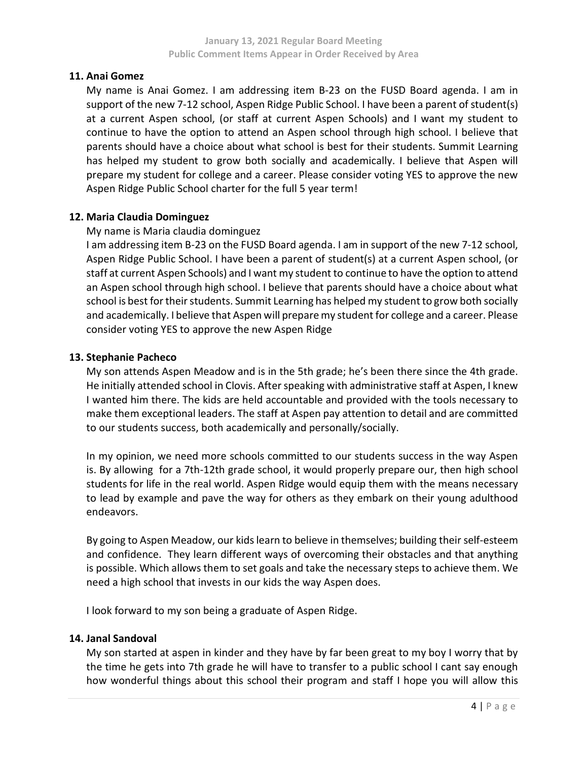### 11. Anai Gomez

My name is Anai Gomez. I am addressing item B-23 on the FUSD Board agenda. I am in support of the new 7-12 school, Aspen Ridge Public School. I have been a parent of student(s) at a current Aspen school, (or staff at current Aspen Schools) and I want my student to continue to have the option to attend an Aspen school through high school. I believe that parents should have a choice about what school is best for their students. Summit Learning has helped my student to grow both socially and academically. I believe that Aspen will prepare my student for college and a career. Please consider voting YES to approve the new Aspen Ridge Public School charter for the full 5 year term!

### 12. Maria Claudia Dominguez

My name is Maria claudia dominguez

I am addressing item B-23 on the FUSD Board agenda. I am in support of the new 7-12 school, Aspen Ridge Public School. I have been a parent of student(s) at a current Aspen school, (or staff at current Aspen Schools) and I want my student to continue to have the option to attend an Aspen school through high school. I believe that parents should have a choice about what school is best for their students. Summit Learning has helped my student to grow both socially and academically. I believe that Aspen will prepare my student for college and a career. Please consider voting YES to approve the new Aspen Ridge

### 13. Stephanie Pacheco

My son attends Aspen Meadow and is in the 5th grade; he's been there since the 4th grade. He initially attended school in Clovis. After speaking with administrative staff at Aspen, I knew I wanted him there. The kids are held accountable and provided with the tools necessary to make them exceptional leaders. The staff at Aspen pay attention to detail and are committed to our students success, both academically and personally/socially.

In my opinion, we need more schools committed to our students success in the way Aspen is. By allowing for a 7th-12th grade school, it would properly prepare our, then high school students for life in the real world. Aspen Ridge would equip them with the means necessary to lead by example and pave the way for others as they embark on their young adulthood endeavors.

By going to Aspen Meadow, our kids learn to believe in themselves; building their self-esteem and confidence. They learn different ways of overcoming their obstacles and that anything is possible. Which allows them to set goals and take the necessary steps to achieve them. We need a high school that invests in our kids the way Aspen does.

I look forward to my son being a graduate of Aspen Ridge.

### 14. Janal Sandoval

My son started at aspen in kinder and they have by far been great to my boy I worry that by the time he gets into 7th grade he will have to transfer to a public school I cant say enough how wonderful things about this school their program and staff I hope you will allow this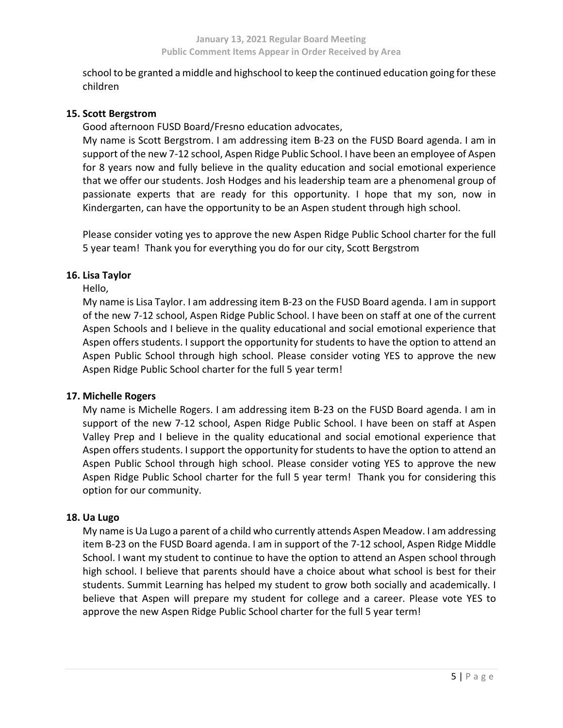school to be granted a middle and highschool to keep the continued education going for these children

**15. Scott Bergstrom**

Good afternoon FUSD Board/Fresno education advocates,

My name is Scott Bergstrom. I am addressing item B-23 on the FUSD Board agenda. I am in support of the new 7-12 school, Aspen Ridge Public School. I have been an employee of Aspen for 8 years now and fully believe in the quality education and social emotional experience that we offer our students. Josh Hodges and his leadership team are a phenomenal group of passionate experts that are ready for this opportunity. I hope that my son, now in Kindergarten, can have the opportunity to be an Aspen student through high school.

Please consider voting yes to approve the new Aspen Ridge Public School charter for the full 5 year team! Thank you for everything you do for our city, Scott Bergstrom

**16. Lisa Taylor**

Hello,

My name is Lisa Taylor. I am addressing item B-23 on the FUSD Board agenda. I am in support of the new 7-12 school, Aspen Ridge Public School. I have been on staff at one of the current Aspen Schools and I believe in the quality educational and social emotional experience that Aspen offers students. I support the opportunity for students to have the option to attend an Aspen Public School through high school. Please consider voting YES to approve the new Aspen Ridge Public School charter for the full 5 year term!

**17. Michelle Rogers**

My name is Michelle Rogers. I am addressing item B-23 on the FUSD Board agenda. I am in support of the new 7-12 school, Aspen Ridge Public School. I have been on staff at Aspen Valley Prep and I believe in the quality educational and social emotional experience that Aspen offers students. I support the opportunity for students to have the option to attend an Aspen Public School through high school. Please consider voting YES to approve the new Aspen Ridge Public School charter for the full 5 year term! Thank you for considering this option for our community.

**18. Ua Lugo**

My name is Ua Lugo a parent of a child who currently attends Aspen Meadow. I am addressing item B-23 on the FUSD Board agenda. I am in support of the 7-12 school, Aspen Ridge Middle School. I want my student to continue to have the option to attend an Aspen school through high school. I believe that parents should have a choice about what school is best for their students. Summit Learning has helped my student to grow both socially and academically. I believe that Aspen will prepare my student for college and a career. Please vote YES to approve the new Aspen Ridge Public School charter for the full 5 year term!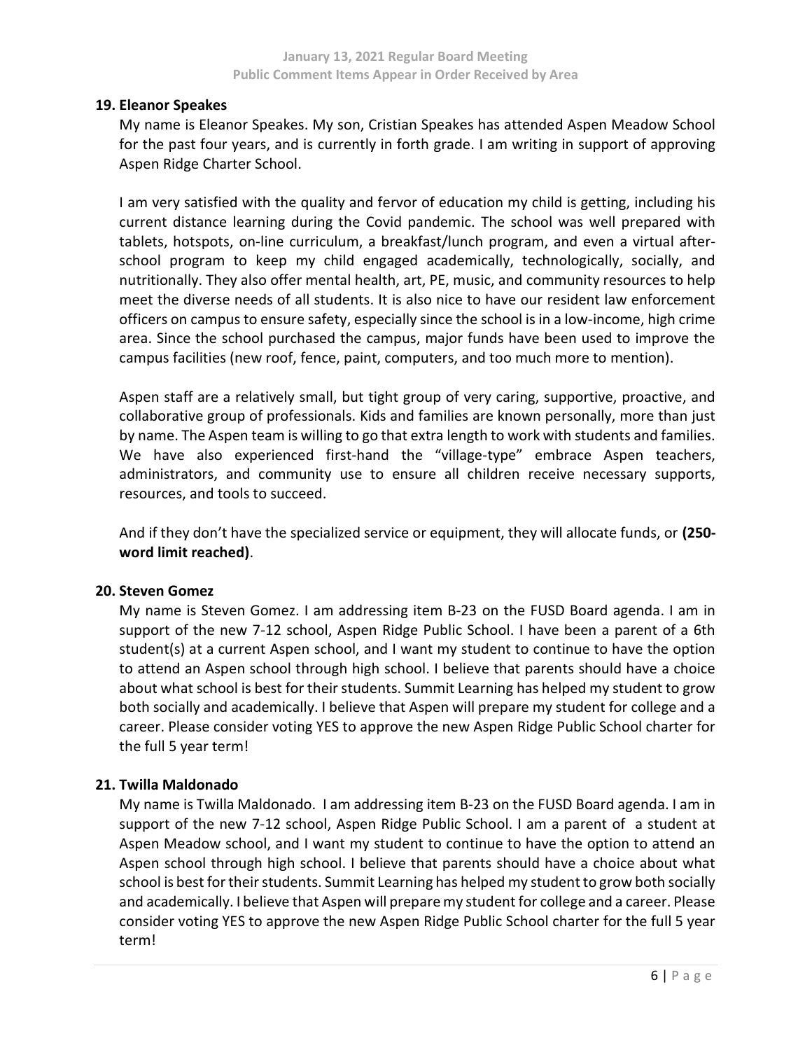**19. Eleanor Speakes**

My name is Eleanor Speakes. My son, Cristian Speakes has attended Aspen Meadow School for the past four years, and is currently in forth grade. I am writing in support of approving Aspen Ridge Charter School.

I am very satisfied with the quality and fervor of education my child is getting, including his current distance learning during the Covid pandemic. The school was well prepared with tablets, hotspots, on-line curriculum, a breakfast/lunch program, and even a virtual after-school program to keep my child engaged academically, technologically, socially, and nutritionally. They also offer mental health, art, PE, music, and community resources to help meet the diverse needs of all students. It is also nice to have our resident law enforcement officers on campus to ensure safety, especially since the school is in a low-income, high crime area. Since the school purchased the campus, major funds have been used to improve the campus facilities (new roof, fence, paint, computers, and too much more to mention).

Aspen staff are a relatively small, but tight group of very caring, supportive, proactive, and collaborative group of professionals. Kids and families are known personally, more than just by name. The Aspen team is willing to go that extra length to work with students and families. We have also experienced first-hand the "village-type" embrace Aspen teachers, administrators, and community use to ensure all children receive necessary supports, resources, and tools to succeed.

And if they don't have the specialized service or equipment, they will allocate funds, or **(250-word limit reached)**.

**20. Steven Gomez**

My name is Steven Gomez. I am addressing item B-23 on the FUSD Board agenda. I am in support of the new 7-12 school, Aspen Ridge Public School. I have been a parent of a 6th student(s) at a current Aspen school, and I want my student to continue to have the option to attend an Aspen school through high school. I believe that parents should have a choice about what school is best for their students. Summit Learning has helped my student to grow both socially and academically. I believe that Aspen will prepare my student for college and a career. Please consider voting YES to approve the new Aspen Ridge Public School charter for the full 5 year term!

**21. Twilla Maldonado**

My name is Twilla Maldonado. I am addressing item B-23 on the FUSD Board agenda. I am in support of the new 7-12 school, Aspen Ridge Public School. I am a parent of a student at Aspen Meadow school, and I want my student to continue to have the option to attend an Aspen school through high school. I believe that parents should have a choice about what school is best for their students. Summit Learning has helped my student to grow both socially and academically. I believe that Aspen will prepare my student for college and a career. Please consider voting YES to approve the new Aspen Ridge Public School charter for the full 5 year term!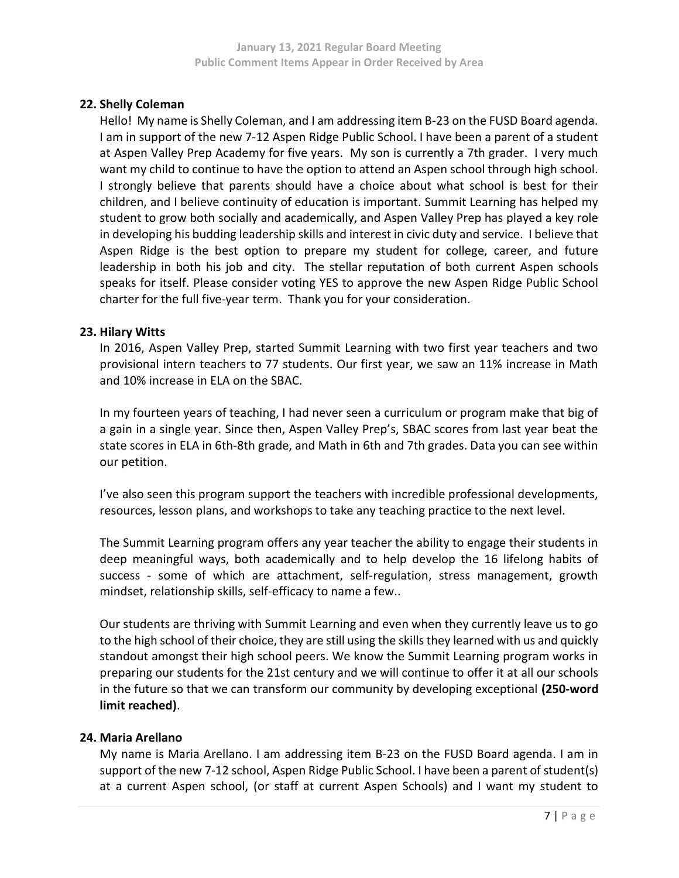### 22. Shelly Coleman

Hello! My name is Shelly Coleman, and I am addressing item B-23 on the FUSD Board agenda. I am in support of the new 7-12 Aspen Ridge Public School. I have been a parent of a student at Aspen Valley Prep Academy for five years. My son is currently a 7th grader. I very much want my child to continue to have the option to attend an Aspen school through high school. I strongly believe that parents should have a choice about what school is best for their children, and I believe continuity of education is important. Summit Learning has helped my student to grow both socially and academically, and Aspen Valley Prep has played a key role in developing his budding leadership skills and interest in civic duty and service. I believe that Aspen Ridge is the best option to prepare my student for college, career, and future leadership in both his job and city. The stellar reputation of both current Aspen schools speaks for itself. Please consider voting YES to approve the new Aspen Ridge Public School charter for the full five-year term. Thank you for your consideration.

### 23. Hilary Witts

In 2016, Aspen Valley Prep, started Summit Learning with two first year teachers and two provisional intern teachers to 77 students. Our first year, we saw an 11% increase in Math and 10% increase in ELA on the SBAC.

In my fourteen years of teaching, I had never seen a curriculum or program make that big of a gain in a single year. Since then, Aspen Valley Prep's, SBAC scores from last year beat the state scores in ELA in 6th-8th grade, and Math in 6th and 7th grades. Data you can see within our petition.

I've also seen this program support the teachers with incredible professional developments, resources, lesson plans, and workshops to take any teaching practice to the next level.

The Summit Learning program offers any year teacher the ability to engage their students in deep meaningful ways, both academically and to help develop the 16 lifelong habits of success - some of which are attachment, self-regulation, stress management, growth mindset, relationship skills, self-efficacy to name a few..

Our students are thriving with Summit Learning and even when they currently leave us to go to the high school of their choice, they are still using the skills they learned with us and quickly standout amongst their high school peers. We know the Summit Learning program works in preparing our students for the 21st century and we will continue to offer it at all our schools in the future so that we can transform our community by developing exceptional **(250-word limit reached)**.

### 24. Maria Arellano

My name is Maria Arellano. I am addressing item B-23 on the FUSD Board agenda. I am in support of the new 7-12 school, Aspen Ridge Public School. I have been a parent of student(s) at a current Aspen school, (or staff at current Aspen Schools) and I want my student to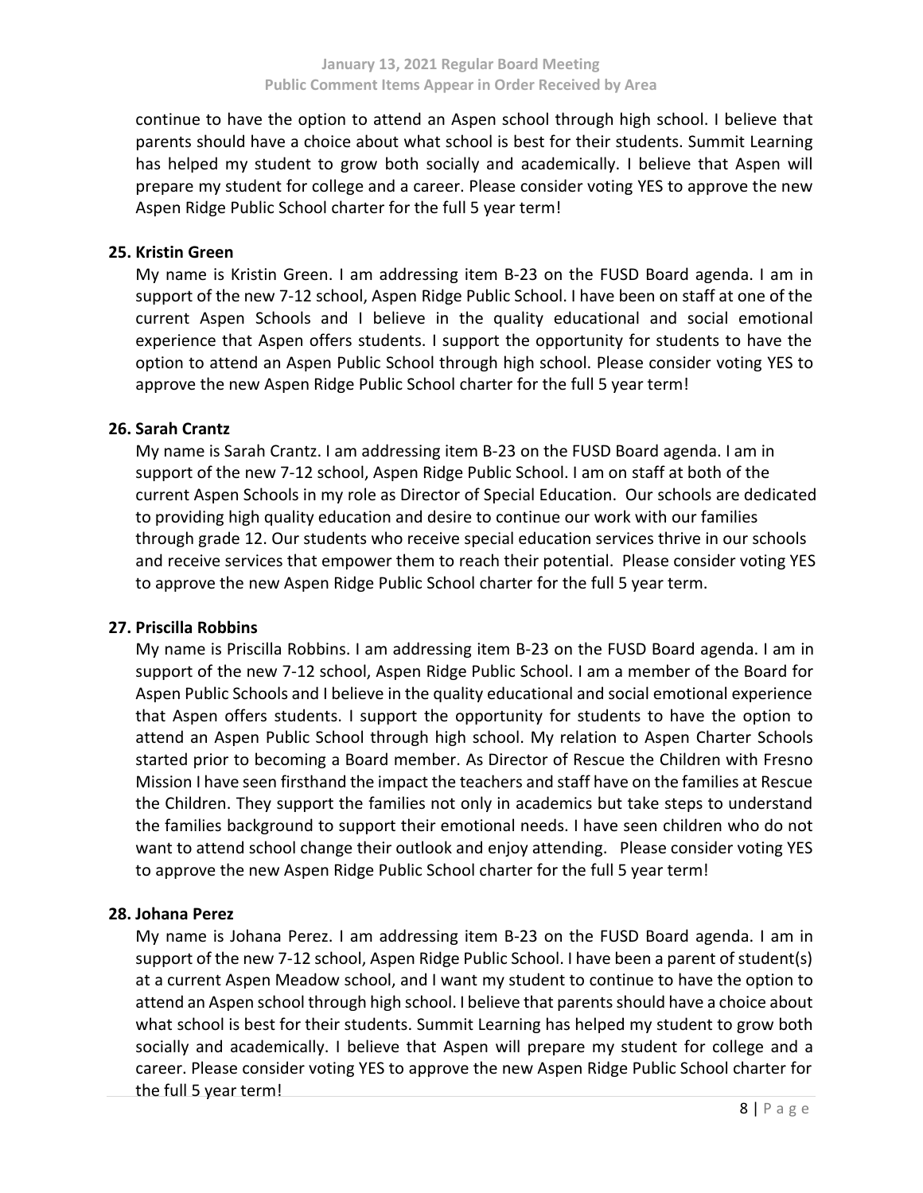continue to have the option to attend an Aspen school through high school. I believe that parents should have a choice about what school is best for their students. Summit Learning has helped my student to grow both socially and academically. I believe that Aspen will prepare my student for college and a career. Please consider voting YES to approve the new Aspen Ridge Public School charter for the full 5 year term!

**25. Kristin Green**

My name is Kristin Green. I am addressing item B-23 on the FUSD Board agenda. I am in support of the new 7-12 school, Aspen Ridge Public School. I have been on staff at one of the current Aspen Schools and I believe in the quality educational and social emotional experience that Aspen offers students. I support the opportunity for students to have the option to attend an Aspen Public School through high school. Please consider voting YES to approve the new Aspen Ridge Public School charter for the full 5 year term!

**26. Sarah Crantz**

My name is Sarah Crantz. I am addressing item B-23 on the FUSD Board agenda. I am in support of the new 7-12 school, Aspen Ridge Public School. I am on staff at both of the current Aspen Schools in my role as Director of Special Education. Our schools are dedicated to providing high quality education and desire to continue our work with our families through grade 12. Our students who receive special education services thrive in our schools and receive services that empower them to reach their potential. Please consider voting YES to approve the new Aspen Ridge Public School charter for the full 5 year term.

**27. Priscilla Robbins**

My name is Priscilla Robbins. I am addressing item B-23 on the FUSD Board agenda. I am in support of the new 7-12 school, Aspen Ridge Public School. I am a member of the Board for Aspen Public Schools and I believe in the quality educational and social emotional experience that Aspen offers students. I support the opportunity for students to have the option to attend an Aspen Public School through high school. My relation to Aspen Charter Schools started prior to becoming a Board member. As Director of Rescue the Children with Fresno Mission I have seen firsthand the impact the teachers and staff have on the families at Rescue the Children. They support the families not only in academics but take steps to understand the families background to support their emotional needs. I have seen children who do not want to attend school change their outlook and enjoy attending. Please consider voting YES to approve the new Aspen Ridge Public School charter for the full 5 year term!

**28. Johana Perez**

My name is Johana Perez. I am addressing item B-23 on the FUSD Board agenda. I am in support of the new 7-12 school, Aspen Ridge Public School. I have been a parent of student(s) at a current Aspen Meadow school, and I want my student to continue to have the option to attend an Aspen school through high school. I believe that parents should have a choice about what school is best for their students. Summit Learning has helped my student to grow both socially and academically. I believe that Aspen will prepare my student for college and a career. Please consider voting YES to approve the new Aspen Ridge Public School charter for the full 5 year term!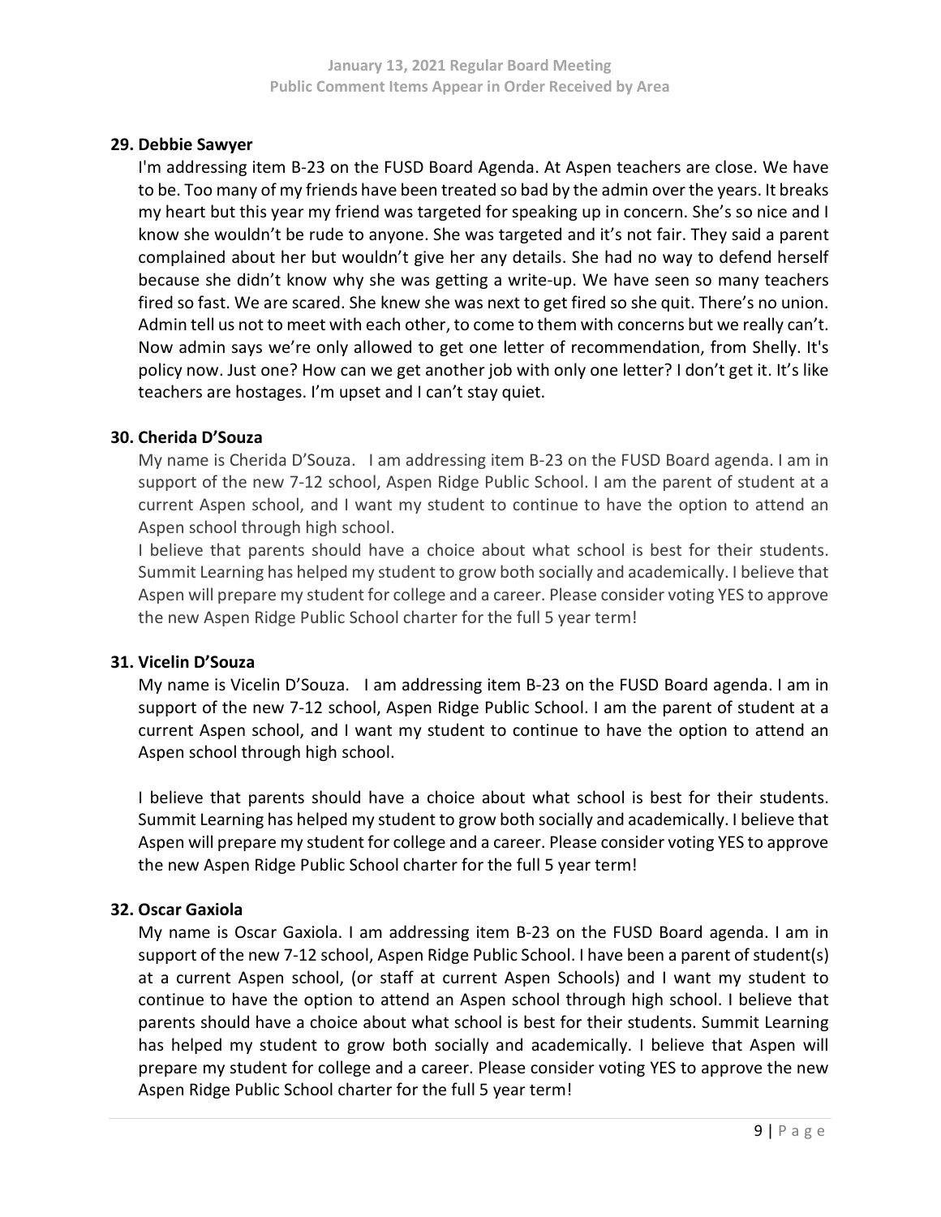### 29. Debbie Sawyer

I'm addressing item B-23 on the FUSD Board Agenda. At Aspen teachers are close. We have to be. Too many of my friends have been treated so bad by the admin over the years. It breaks my heart but this year my friend was targeted for speaking up in concern. She's so nice and I know she wouldn't be rude to anyone. She was targeted and it's not fair. They said a parent complained about her but wouldn't give her any details. She had no way to defend herself because she didn't know why she was getting a write-up. We have seen so many teachers fired so fast. We are scared. She knew she was next to get fired so she quit. There's no union. Admin tell us not to meet with each other, to come to them with concerns but we really can't. Now admin says we're only allowed to get one letter of recommendation, from Shelly. It's policy now. Just one? How can we get another job with only one letter? I don't get it. It's like teachers are hostages. I'm upset and I can't stay quiet.

### 30. Cherida D'Souza

My name is Cherida D'Souza. I am addressing item B-23 on the FUSD Board agenda. I am in support of the new 7-12 school, Aspen Ridge Public School. I am the parent of student at a current Aspen school, and I want my student to continue to have the option to attend an Aspen school through high school.

I believe that parents should have a choice about what school is best for their students. Summit Learning has helped my student to grow both socially and academically. I believe that Aspen will prepare my student for college and a career. Please consider voting YES to approve the new Aspen Ridge Public School charter for the full 5 year term!

### 31. Vicelin D'Souza

My name is Vicelin D'Souza. I am addressing item B-23 on the FUSD Board agenda. I am in support of the new 7-12 school, Aspen Ridge Public School. I am the parent of student at a current Aspen school, and I want my student to continue to have the option to attend an Aspen school through high school.

I believe that parents should have a choice about what school is best for their students. Summit Learning has helped my student to grow both socially and academically. I believe that Aspen will prepare my student for college and a career. Please consider voting YES to approve the new Aspen Ridge Public School charter for the full 5 year term!

### 32. Oscar Gaxiola

My name is Oscar Gaxiola. I am addressing item B-23 on the FUSD Board agenda. I am in support of the new 7-12 school, Aspen Ridge Public School. I have been a parent of student(s) at a current Aspen school, (or staff at current Aspen Schools) and I want my student to continue to have the option to attend an Aspen school through high school. I believe that parents should have a choice about what school is best for their students. Summit Learning has helped my student to grow both socially and academically. I believe that Aspen will prepare my student for college and a career. Please consider voting YES to approve the new Aspen Ridge Public School charter for the full 5 year term!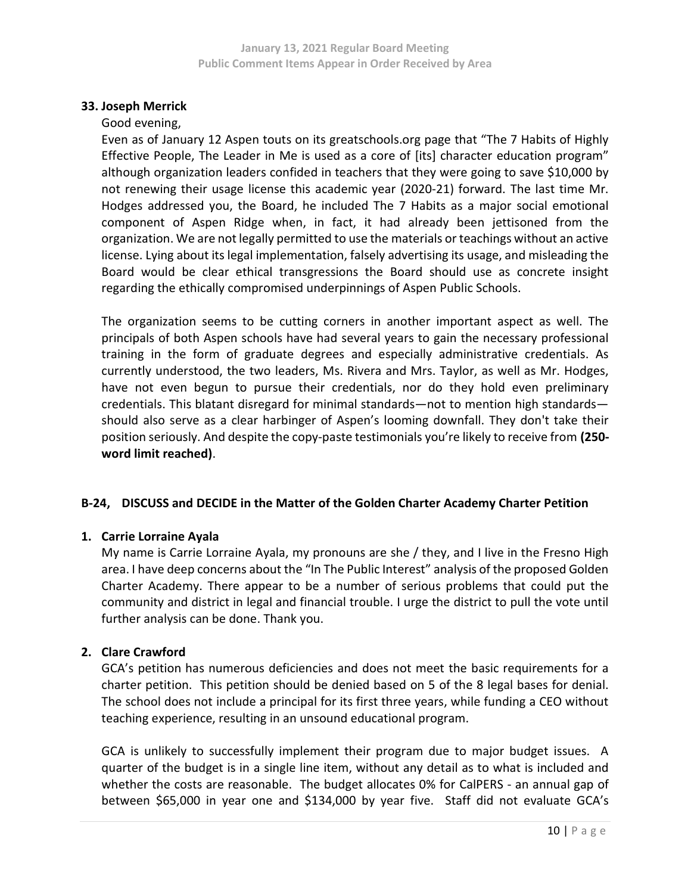**33. Joseph Merrick**

Good evening,

Even as of January 12 Aspen touts on its greatschools.org page that "The 7 Habits of Highly Effective People, The Leader in Me is used as a core of [its] character education program" although organization leaders confided in teachers that they were going to save $10,000 by not renewing their usage license this academic year (2020-21) forward. The last time Mr. Hodges addressed you, the Board, he included The 7 Habits as a major social emotional component of Aspen Ridge when, in fact, it had already been jettisoned from the organization. We are not legally permitted to use the materials or teachings without an active license. Lying about its legal implementation, falsely advertising its usage, and misleading the Board would be clear ethical transgressions the Board should use as concrete insight regarding the ethically compromised underpinnings of Aspen Public Schools.

The organization seems to be cutting corners in another important aspect as well. The principals of both Aspen schools have had several years to gain the necessary professional training in the form of graduate degrees and especially administrative credentials. As currently understood, the two leaders, Ms. Rivera and Mrs. Taylor, as well as Mr. Hodges, have not even begun to pursue their credentials, nor do they hold even preliminary credentials. This blatant disregard for minimal standards—not to mention high standards—should also serve as a clear harbinger of Aspen's looming downfall. They don't take their position seriously. And despite the copy-paste testimonials you're likely to receive from **(250-word limit reached)**.

### B-24, DISCUSS and DECIDE in the Matter of the Golden Charter Academy Charter Petition

**1. Carrie Lorraine Ayala**

My name is Carrie Lorraine Ayala, my pronouns are she / they, and I live in the Fresno High area. I have deep concerns about the "In The Public Interest" analysis of the proposed Golden Charter Academy. There appear to be a number of serious problems that could put the community and district in legal and financial trouble. I urge the district to pull the vote until further analysis can be done. Thank you.

**2. Clare Crawford**

GCA's petition has numerous deficiencies and does not meet the basic requirements for a charter petition. This petition should be denied based on 5 of the 8 legal bases for denial. The school does not include a principal for its first three years, while funding a CEO without teaching experience, resulting in an unsound educational program.

GCA is unlikely to successfully implement their program due to major budget issues. A quarter of the budget is in a single line item, without any detail as to what is included and whether the costs are reasonable. The budget allocates 0% for CalPERS - an annual gap of between $65,000 in year one and $134,000 by year five. Staff did not evaluate GCA's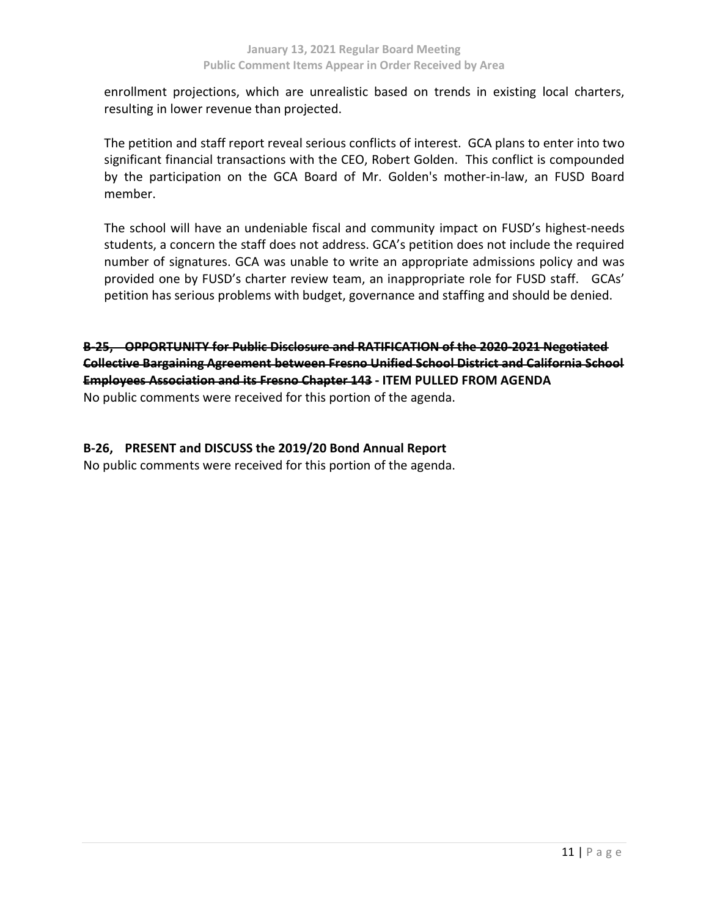enrollment projections, which are unrealistic based on trends in existing local charters, resulting in lower revenue than projected.

The petition and staff report reveal serious conflicts of interest. GCA plans to enter into two significant financial transactions with the CEO, Robert Golden. This conflict is compounded by the participation on the GCA Board of Mr. Golden's mother-in-law, an FUSD Board member.

The school will have an undeniable fiscal and community impact on FUSD's highest-needs students, a concern the staff does not address. GCA's petition does not include the required number of signatures. GCA was unable to write an appropriate admissions policy and was provided one by FUSD's charter review team, an inappropriate role for FUSD staff. GCAs' petition has serious problems with budget, governance and staffing and should be denied.

**~~B-25, OPPORTUNITY for Public Disclosure and RATIFICATION of the 2020-2021 Negotiated Collective Bargaining Agreement between Fresno Unified School District and California School Employees Association and its Fresno Chapter 143~~ - ITEM PULLED FROM AGENDA**

No public comments were received for this portion of the agenda.

**B-26, PRESENT and DISCUSS the 2019/20 Bond Annual Report**

No public comments were received for this portion of the agenda.